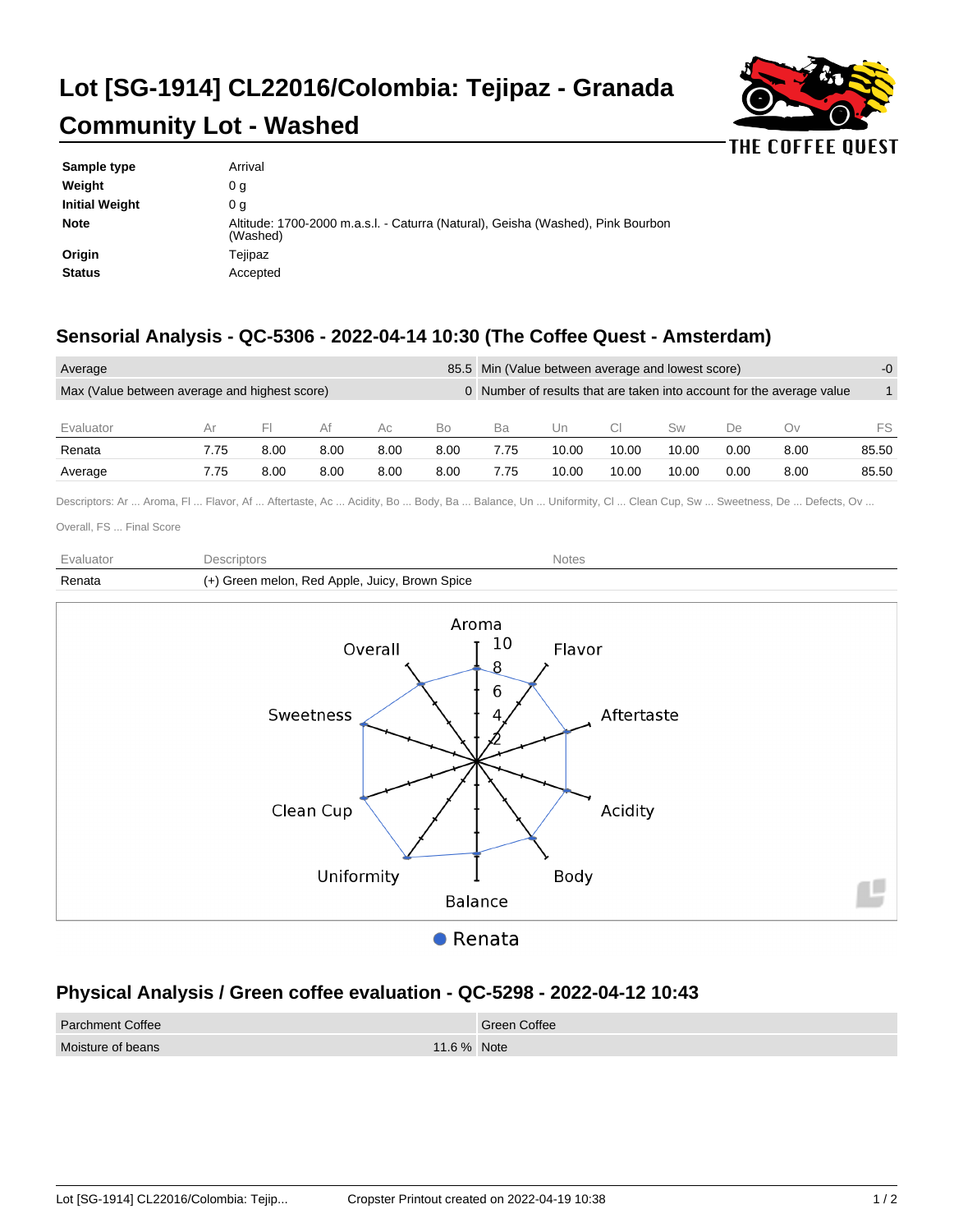# Lot [SG-1914] CL22016/Colombia: Tejipaz - Granada Community Lot - Washed

THE COFFEE QUEST

| | |
|---|---|
| **Sample type** | Arrival |
| **Weight** | 0 g |
| **Initial Weight** | 0 g |
| **Note** | Altitude: 1700-2000 m.a.s.l. - Caturra (Natural), Geisha (Washed), Pink Bourbon (Washed) |
| **Origin** | Tejipaz |
| **Status** | Accepted |

## Sensorial Analysis - QC-5306 - 2022-04-14 10:30 (The Coffee Quest - Amsterdam)

| | | | |
|---|---|---|---|
| Average | 85.5 | Min (Value between average and lowest score) | -0 |
| Max (Value between average and highest score) | 0 | Number of results that are taken into account for the average value | 1 |

| Evaluator | Ar | Fl | Af | Ac | Bo | Ba | Un | Cl | Sw | De | Ov | FS |
|---|---|---|---|---|---|---|---|---|---|---|---|---|
| Renata | 7.75 | 8.00 | 8.00 | 8.00 | 8.00 | 7.75 | 10.00 | 10.00 | 10.00 | 0.00 | 8.00 | 85.50 |
| Average | 7.75 | 8.00 | 8.00 | 8.00 | 8.00 | 7.75 | 10.00 | 10.00 | 10.00 | 0.00 | 8.00 | 85.50 |

Descriptors: Ar ... Aroma, Fl ... Flavor, Af ... Aftertaste, Ac ... Acidity, Bo ... Body, Ba ... Balance, Un ... Uniformity, Cl ... Clean Cup, Sw ... Sweetness, De ... Defects, Ov ... Overall, FS ... Final Score

| Evaluator | Descriptors | Notes |
|---|---|---|
| Renata | (+) Green melon, Red Apple, Juicy, Brown Spice | |

● Renata

## Physical Analysis / Green coffee evaluation - QC-5298 - 2022-04-12 10:43

| | | |
|---|---|---|
| Parchment Coffee | | Green Coffee |
| Moisture of beans | 11.6 % | Note |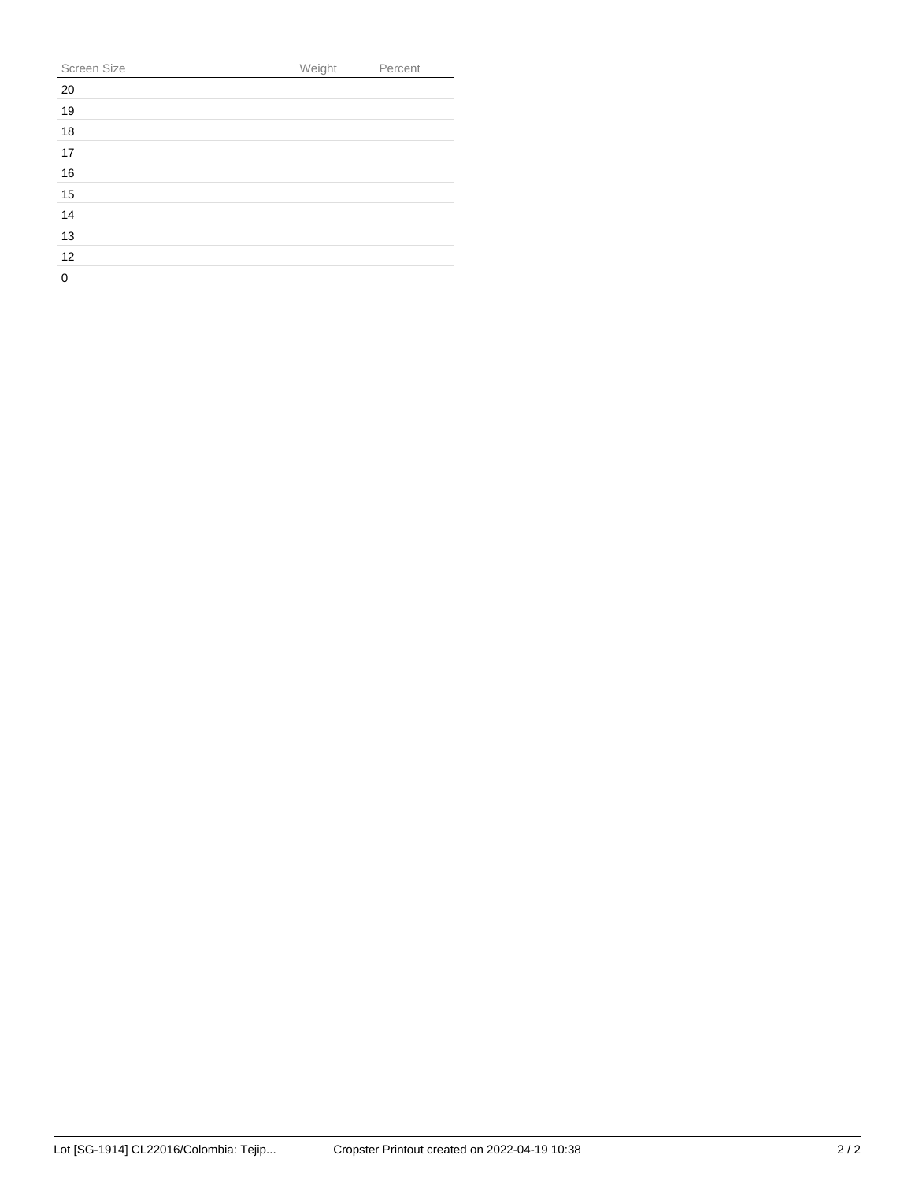| Screen Size | Weight | Percent |
| --- | --- | --- |
| 20 | | |
| 19 | | |
| 18 | | |
| 17 | | |
| 16 | | |
| 15 | | |
| 14 | | |
| 13 | | |
| 12 | | |
| 0 | | |